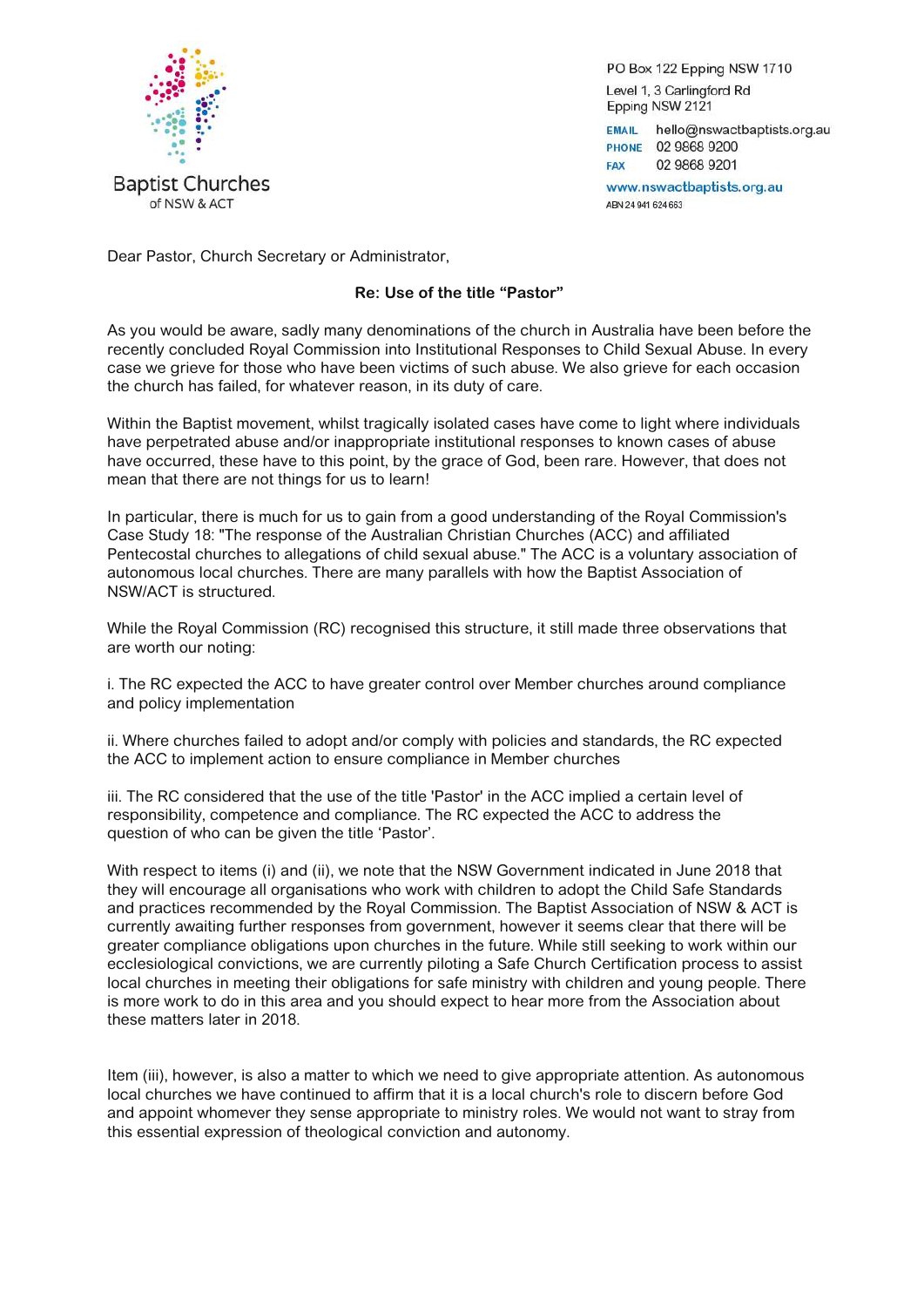Baptist Churches of NSW & ACT

PO Box 122 Epping NSW 1710
Level 1, 3 Carlingford Rd
Epping NSW 2121
EMAIL hello@nswactbaptists.org.au
PHONE 02 9868 9200
FAX 02 9868 9201
www.nswactbaptists.org.au
ABN 24 941 624 663

Dear Pastor, Church Secretary or Administrator,

**Re: Use of the title "Pastor"**

As you would be aware, sadly many denominations of the church in Australia have been before the recently concluded Royal Commission into Institutional Responses to Child Sexual Abuse. In every case we grieve for those who have been victims of such abuse. We also grieve for each occasion the church has failed, for whatever reason, in its duty of care.

Within the Baptist movement, whilst tragically isolated cases have come to light where individuals have perpetrated abuse and/or inappropriate institutional responses to known cases of abuse have occurred, these have to this point, by the grace of God, been rare. However, that does not mean that there are not things for us to learn!

In particular, there is much for us to gain from a good understanding of the Royal Commission's Case Study 18: "The response of the Australian Christian Churches (ACC) and affiliated Pentecostal churches to allegations of child sexual abuse." The ACC is a voluntary association of autonomous local churches. There are many parallels with how the Baptist Association of NSW/ACT is structured.

While the Royal Commission (RC) recognised this structure, it still made three observations that are worth our noting:

i. The RC expected the ACC to have greater control over Member churches around compliance and policy implementation

ii. Where churches failed to adopt and/or comply with policies and standards, the RC expected the ACC to implement action to ensure compliance in Member churches

iii. The RC considered that the use of the title 'Pastor' in the ACC implied a certain level of responsibility, competence and compliance. The RC expected the ACC to address the question of who can be given the title 'Pastor'.

With respect to items (i) and (ii), we note that the NSW Government indicated in June 2018 that they will encourage all organisations who work with children to adopt the Child Safe Standards and practices recommended by the Royal Commission. The Baptist Association of NSW & ACT is currently awaiting further responses from government, however it seems clear that there will be greater compliance obligations upon churches in the future. While still seeking to work within our ecclesiological convictions, we are currently piloting a Safe Church Certification process to assist local churches in meeting their obligations for safe ministry with children and young people. There is more work to do in this area and you should expect to hear more from the Association about these matters later in 2018.

Item (iii), however, is also a matter to which we need to give appropriate attention. As autonomous local churches we have continued to affirm that it is a local church's role to discern before God and appoint whomever they sense appropriate to ministry roles. We would not want to stray from this essential expression of theological conviction and autonomy.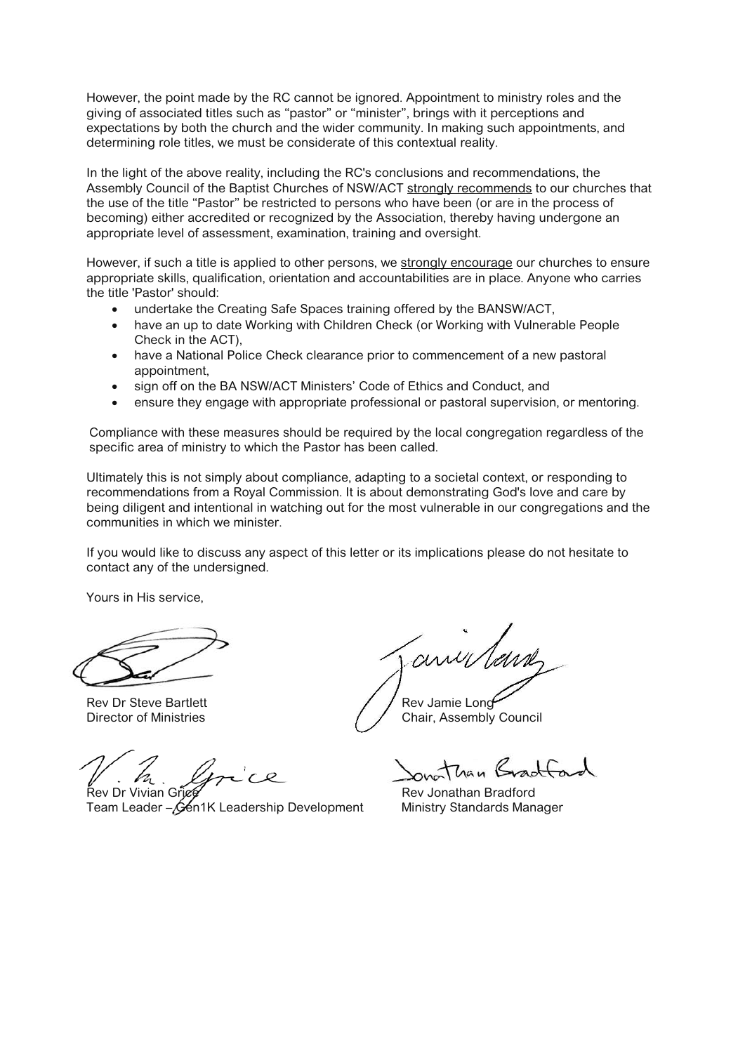However, the point made by the RC cannot be ignored. Appointment to ministry roles and the giving of associated titles such as "pastor" or "minister", brings with it perceptions and expectations by both the church and the wider community. In making such appointments, and determining role titles, we must be considerate of this contextual reality.

In the light of the above reality, including the RC's conclusions and recommendations, the Assembly Council of the Baptist Churches of NSW/ACT strongly recommends to our churches that the use of the title "Pastor" be restricted to persons who have been (or are in the process of becoming) either accredited or recognized by the Association, thereby having undergone an appropriate level of assessment, examination, training and oversight.

However, if such a title is applied to other persons, we strongly encourage our churches to ensure appropriate skills, qualification, orientation and accountabilities are in place. Anyone who carries the title 'Pastor' should:

- undertake the Creating Safe Spaces training offered by the BANSW/ACT,
- have an up to date Working with Children Check (or Working with Vulnerable People Check in the ACT),
- have a National Police Check clearance prior to commencement of a new pastoral appointment,
- sign off on the BA NSW/ACT Ministers' Code of Ethics and Conduct, and
- ensure they engage with appropriate professional or pastoral supervision, or mentoring.

Compliance with these measures should be required by the local congregation regardless of the specific area of ministry to which the Pastor has been called.

Ultimately this is not simply about compliance, adapting to a societal context, or responding to recommendations from a Royal Commission. It is about demonstrating God's love and care by being diligent and intentional in watching out for the most vulnerable in our congregations and the communities in which we minister.

If you would like to discuss any aspect of this letter or its implications please do not hesitate to contact any of the undersigned.

Yours in His service,

Rev Dr Steve Bartlett
Director of Ministries

Rev Jamie Long
Chair, Assembly Council

Rev Dr Vivian Grice
Team Leader – Gen1K Leadership Development

Rev Jonathan Bradford
Ministry Standards Manager